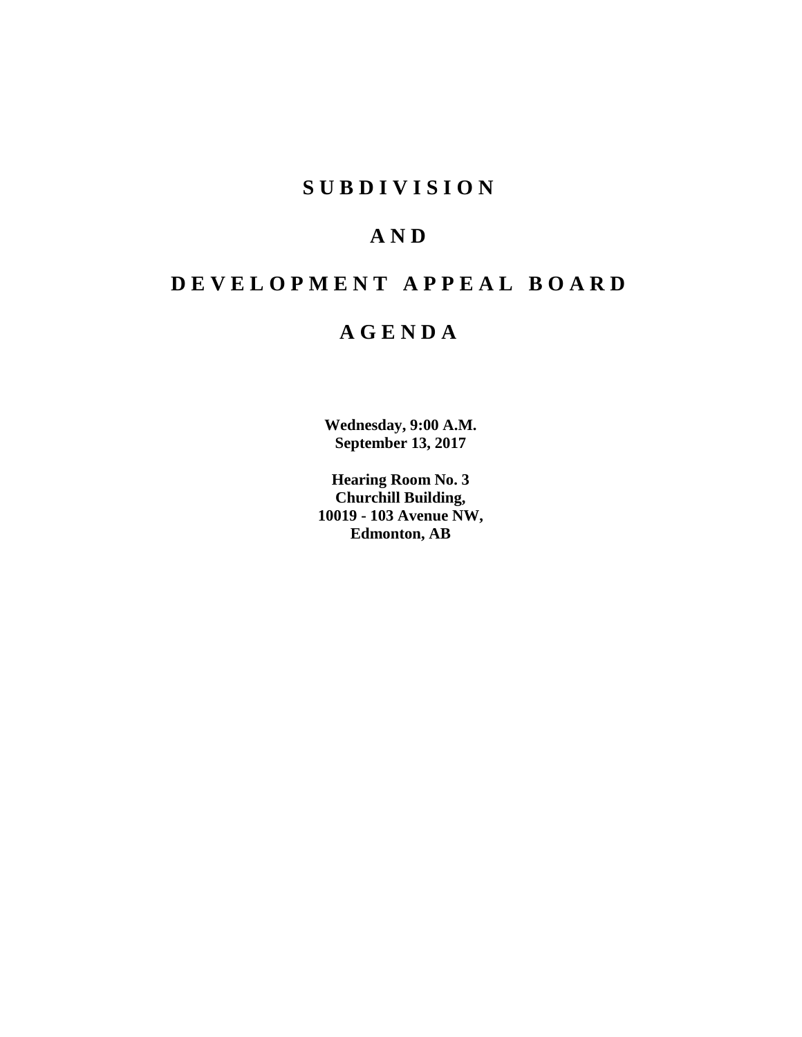# S U B D I V I S I O N

# A N D

# D E V E L O P M E N T   A P P E A L   B O A R D

# A G E N D A

**Wednesday, 9:00 A.M.**
**September 13, 2017**

**Hearing Room No. 3**
**Churchill Building,**
**10019 - 103 Avenue NW,**
**Edmonton, AB**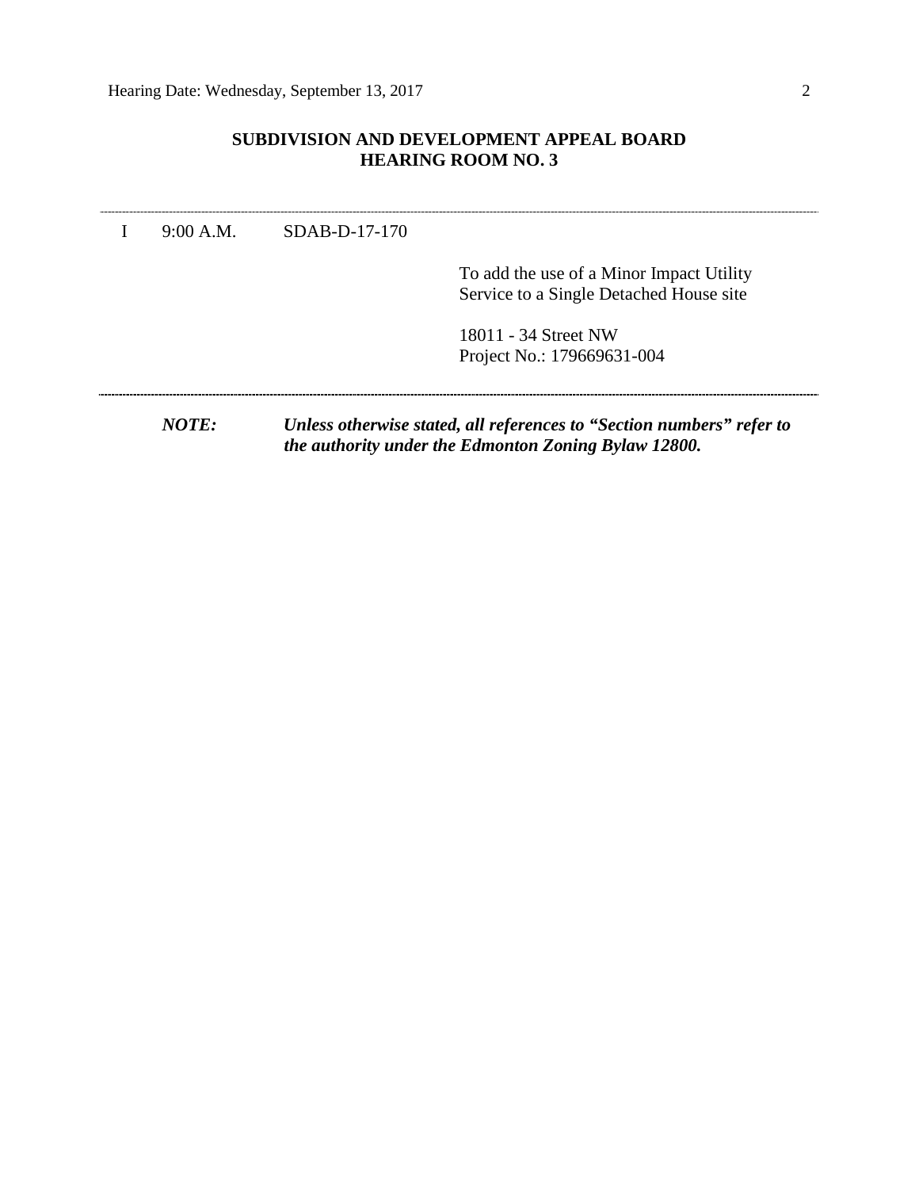**SUBDIVISION AND DEVELOPMENT APPEAL BOARD**
**HEARING ROOM NO. 3**

---

I 9:00 A.M. SDAB-D-17-170

To add the use of a Minor Impact Utility Service to a Single Detached House site

18011 - 34 Street NW
Project No.: 179669631-004

---

***NOTE:*** ***Unless otherwise stated, all references to "Section numbers" refer to the authority under the Edmonton Zoning Bylaw 12800.***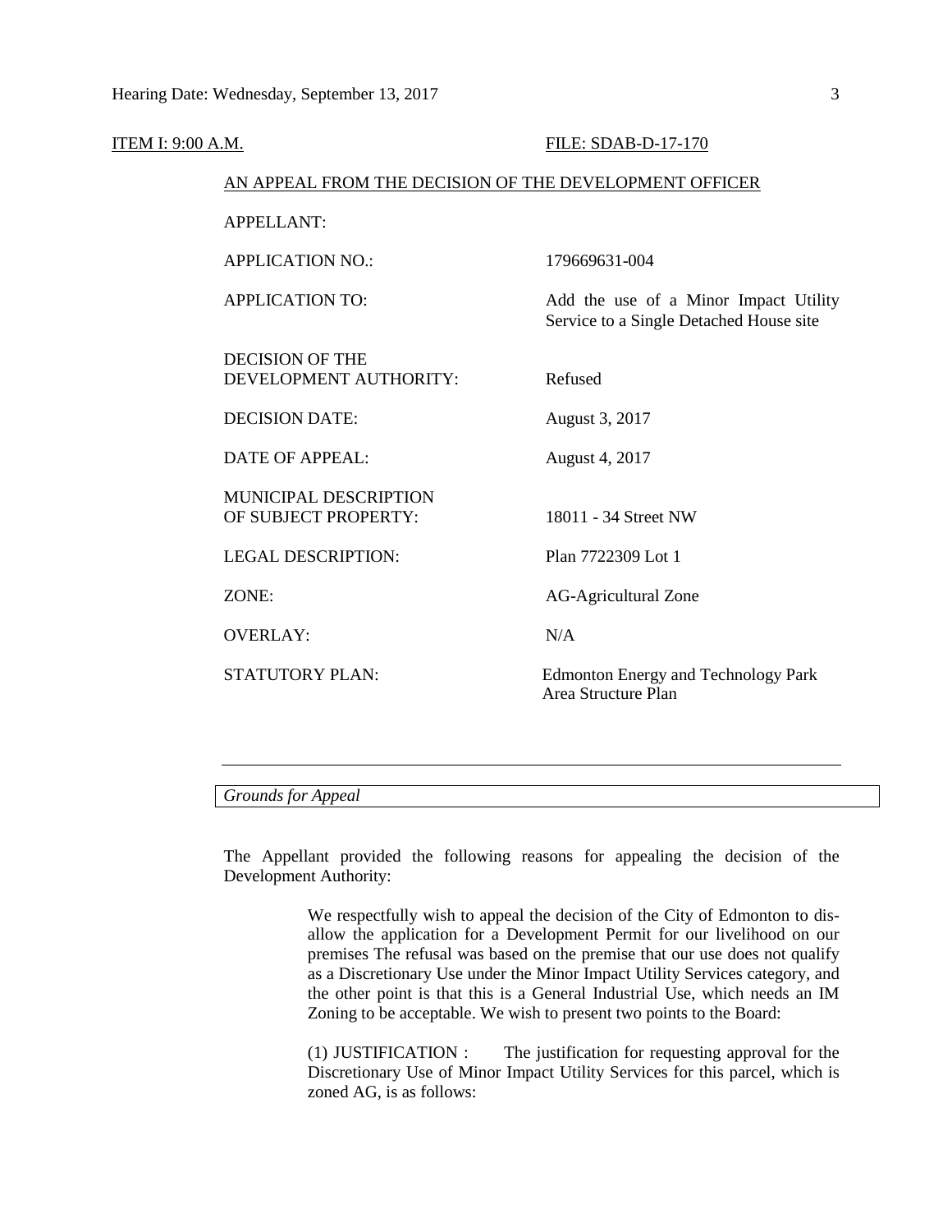ITEM I: 9:00 A.M. FILE: SDAB-D-17-170

AN APPEAL FROM THE DECISION OF THE DEVELOPMENT OFFICER

| | |
|---|---|
| APPELLANT: | |
| APPLICATION NO.: | 179669631-004 |
| APPLICATION TO: | Add the use of a Minor Impact Utility Service to a Single Detached House site |
| DECISION OF THE DEVELOPMENT AUTHORITY: | Refused |
| DECISION DATE: | August 3, 2017 |
| DATE OF APPEAL: | August 4, 2017 |
| MUNICIPAL DESCRIPTION OF SUBJECT PROPERTY: | 18011 - 34 Street NW |
| LEGAL DESCRIPTION: | Plan 7722309 Lot 1 |
| ZONE: | AG-Agricultural Zone |
| OVERLAY: | N/A |
| STATUTORY PLAN: | Edmonton Energy and Technology Park Area Structure Plan |

---

*Grounds for Appeal*

The Appellant provided the following reasons for appealing the decision of the Development Authority:

> We respectfully wish to appeal the decision of the City of Edmonton to dis-allow the application for a Development Permit for our livelihood on our premises The refusal was based on the premise that our use does not qualify as a Discretionary Use under the Minor Impact Utility Services category, and the other point is that this is a General Industrial Use, which needs an IM Zoning to be acceptable. We wish to present two points to the Board:
>
> (1) JUSTIFICATION : The justification for requesting approval for the Discretionary Use of Minor Impact Utility Services for this parcel, which is zoned AG, is as follows: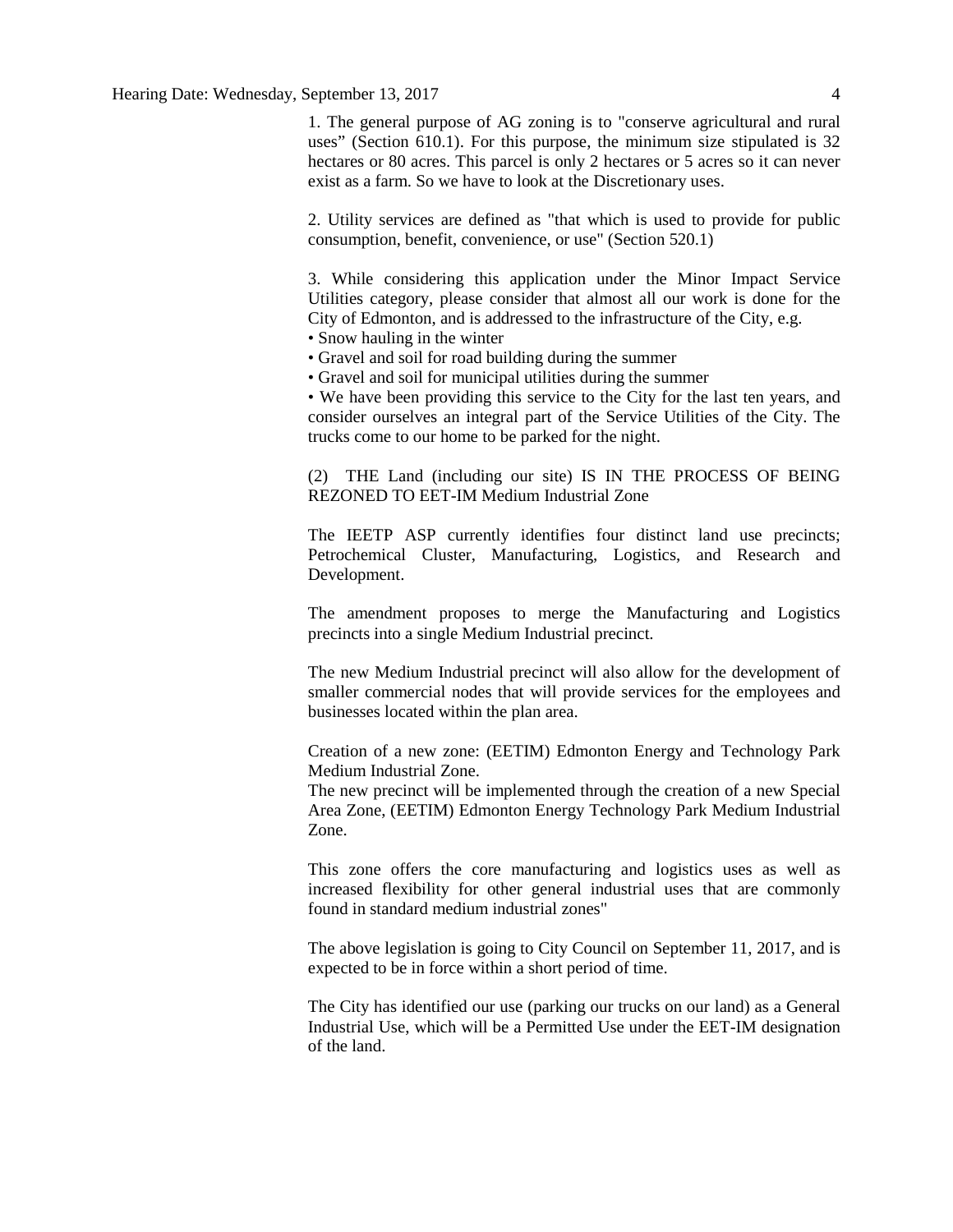1. The general purpose of AG zoning is to "conserve agricultural and rural uses" (Section 610.1). For this purpose, the minimum size stipulated is 32 hectares or 80 acres. This parcel is only 2 hectares or 5 acres so it can never exist as a farm. So we have to look at the Discretionary uses.

2. Utility services are defined as "that which is used to provide for public consumption, benefit, convenience, or use" (Section 520.1)

3. While considering this application under the Minor Impact Service Utilities category, please consider that almost all our work is done for the City of Edmonton, and is addressed to the infrastructure of the City, e.g.

- Snow hauling in the winter
- Gravel and soil for road building during the summer
- Gravel and soil for municipal utilities during the summer
- We have been providing this service to the City for the last ten years, and consider ourselves an integral part of the Service Utilities of the City. The trucks come to our home to be parked for the night.

(2) THE Land (including our site) IS IN THE PROCESS OF BEING REZONED TO EET-IM Medium Industrial Zone

The IEETP ASP currently identifies four distinct land use precincts; Petrochemical Cluster, Manufacturing, Logistics, and Research and Development.

The amendment proposes to merge the Manufacturing and Logistics precincts into a single Medium Industrial precinct.

The new Medium Industrial precinct will also allow for the development of smaller commercial nodes that will provide services for the employees and businesses located within the plan area.

Creation of a new zone: (EETIM) Edmonton Energy and Technology Park Medium Industrial Zone.
The new precinct will be implemented through the creation of a new Special Area Zone, (EETIM) Edmonton Energy Technology Park Medium Industrial Zone.

This zone offers the core manufacturing and logistics uses as well as increased flexibility for other general industrial uses that are commonly found in standard medium industrial zones"

The above legislation is going to City Council on September 11, 2017, and is expected to be in force within a short period of time.

The City has identified our use (parking our trucks on our land) as a General Industrial Use, which will be a Permitted Use under the EET-IM designation of the land.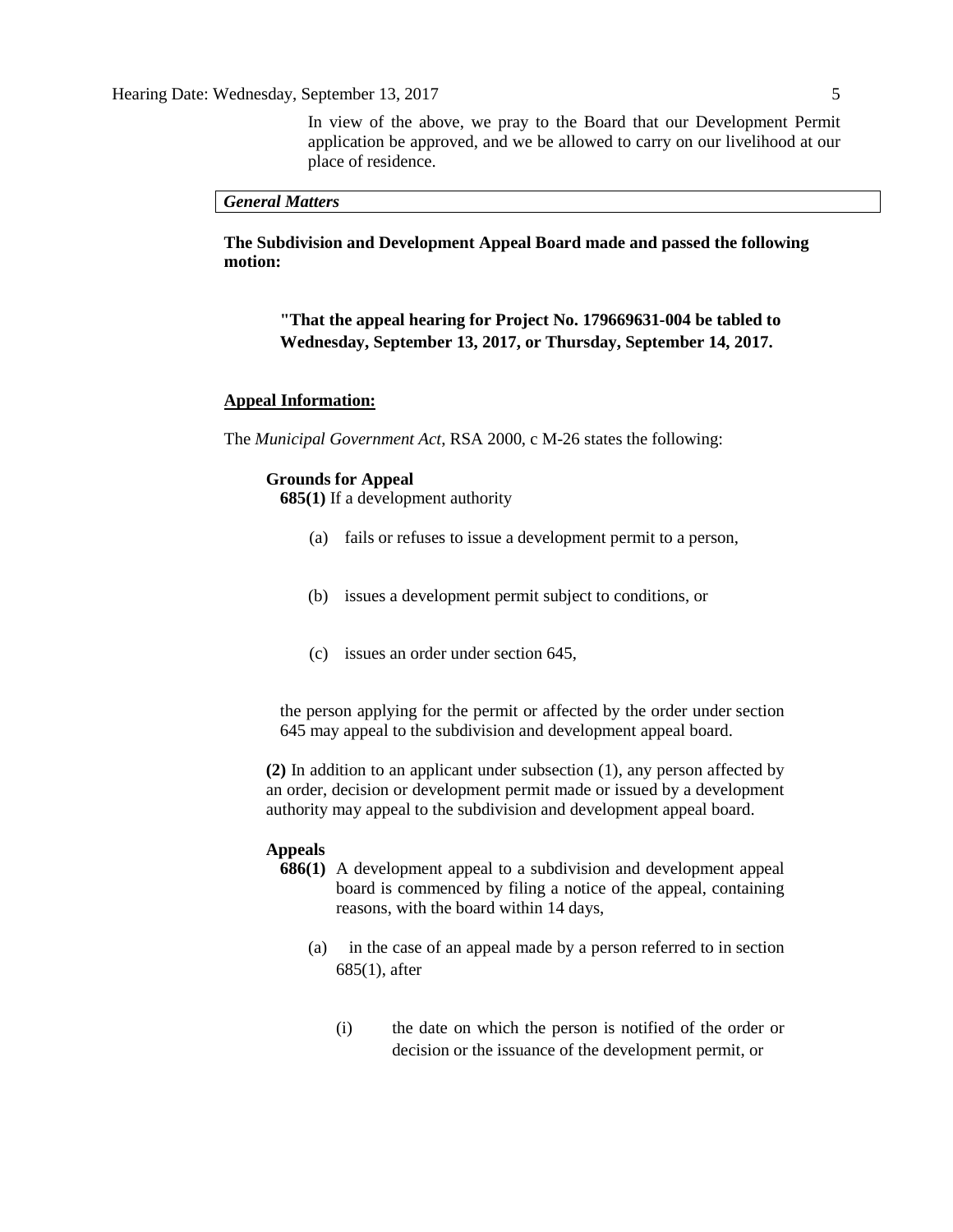In view of the above, we pray to the Board that our Development Permit application be approved, and we be allowed to carry on our livelihood at our place of residence.

***General Matters***

**The Subdivision and Development Appeal Board made and passed the following motion:**

> **"That the appeal hearing for Project No. 179669631-004 be tabled to Wednesday, September 13, 2017, or Thursday, September 14, 2017.**

**Appeal Information:**

The *Municipal Government Act*, RSA 2000, c M-26 states the following:

**Grounds for Appeal**

**685(1)** If a development authority

(a) fails or refuses to issue a development permit to a person,

(b) issues a development permit subject to conditions, or

(c) issues an order under section 645,

the person applying for the permit or affected by the order under section 645 may appeal to the subdivision and development appeal board.

**(2)** In addition to an applicant under subsection (1), any person affected by an order, decision or development permit made or issued by a development authority may appeal to the subdivision and development appeal board.

**Appeals**

**686(1)** A development appeal to a subdivision and development appeal board is commenced by filing a notice of the appeal, containing reasons, with the board within 14 days,

(a) in the case of an appeal made by a person referred to in section 685(1), after

(i) the date on which the person is notified of the order or decision or the issuance of the development permit, or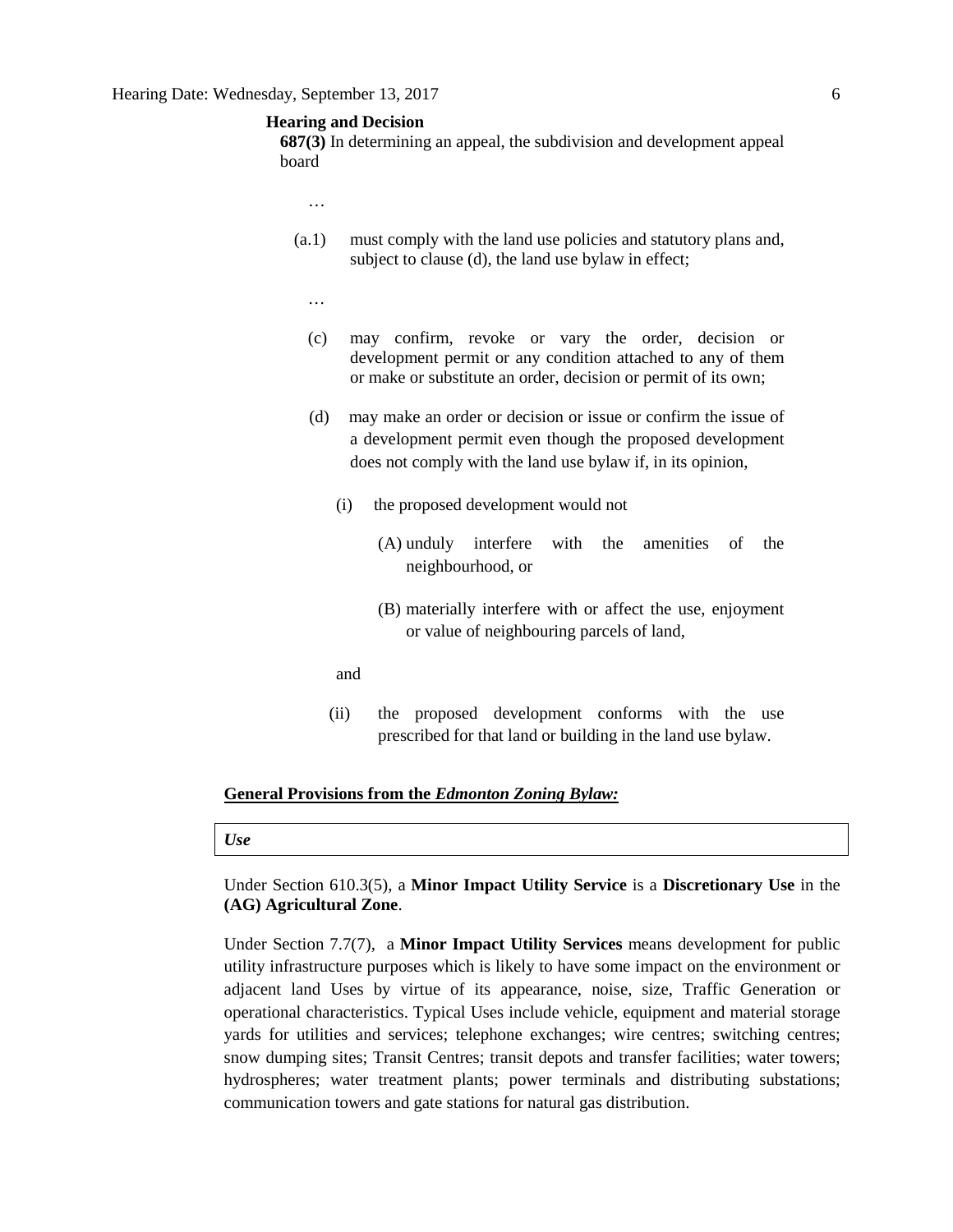**Hearing and Decision**

**687(3)** In determining an appeal, the subdivision and development appeal board

…

(a.1) must comply with the land use policies and statutory plans and, subject to clause (d), the land use bylaw in effect;

…

(c) may confirm, revoke or vary the order, decision or development permit or any condition attached to any of them or make or substitute an order, decision or permit of its own;

(d) may make an order or decision or issue or confirm the issue of a development permit even though the proposed development does not comply with the land use bylaw if, in its opinion,

(i) the proposed development would not

(A) unduly interfere with the amenities of the neighbourhood, or

(B) materially interfere with or affect the use, enjoyment or value of neighbouring parcels of land,

and

(ii) the proposed development conforms with the use prescribed for that land or building in the land use bylaw.

**General Provisions from the *Edmonton Zoning Bylaw:***

| *Use* |
| --- |

Under Section 610.3(5), a **Minor Impact Utility Service** is a **Discretionary Use** in the **(AG) Agricultural Zone**.

Under Section 7.7(7), a **Minor Impact Utility Services** means development for public utility infrastructure purposes which is likely to have some impact on the environment or adjacent land Uses by virtue of its appearance, noise, size, Traffic Generation or operational characteristics. Typical Uses include vehicle, equipment and material storage yards for utilities and services; telephone exchanges; wire centres; switching centres; snow dumping sites; Transit Centres; transit depots and transfer facilities; water towers; hydrospheres; water treatment plants; power terminals and distributing substations; communication towers and gate stations for natural gas distribution.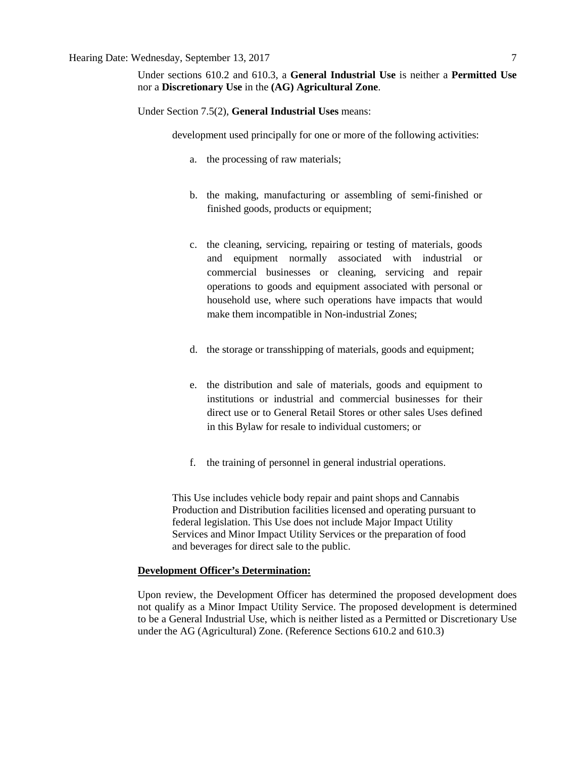Under sections 610.2 and 610.3, a **General Industrial Use** is neither a **Permitted Use** nor a **Discretionary Use** in the **(AG) Agricultural Zone**.

Under Section 7.5(2), **General Industrial Uses** means:

> development used principally for one or more of the following activities:
>
> a. the processing of raw materials;
>
> b. the making, manufacturing or assembling of semi-finished or finished goods, products or equipment;
>
> c. the cleaning, servicing, repairing or testing of materials, goods and equipment normally associated with industrial or commercial businesses or cleaning, servicing and repair operations to goods and equipment associated with personal or household use, where such operations have impacts that would make them incompatible in Non-industrial Zones;
>
> d. the storage or transshipping of materials, goods and equipment;
>
> e. the distribution and sale of materials, goods and equipment to institutions or industrial and commercial businesses for their direct use or to General Retail Stores or other sales Uses defined in this Bylaw for resale to individual customers; or
>
> f. the training of personnel in general industrial operations.
>
> This Use includes vehicle body repair and paint shops and Cannabis Production and Distribution facilities licensed and operating pursuant to federal legislation. This Use does not include Major Impact Utility Services and Minor Impact Utility Services or the preparation of food and beverages for direct sale to the public.

**Development Officer's Determination:**

Upon review, the Development Officer has determined the proposed development does not qualify as a Minor Impact Utility Service. The proposed development is determined to be a General Industrial Use, which is neither listed as a Permitted or Discretionary Use under the AG (Agricultural) Zone. (Reference Sections 610.2 and 610.3)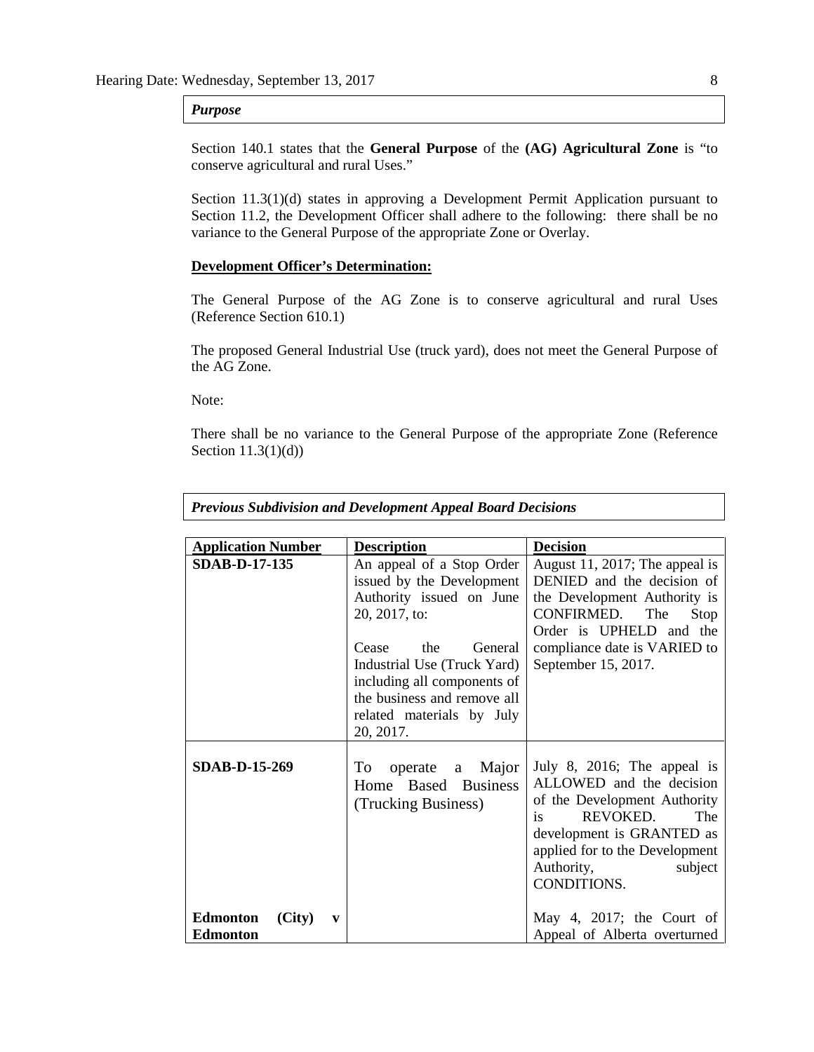***Purpose***

Section 140.1 states that the **General Purpose** of the **(AG) Agricultural Zone** is "to conserve agricultural and rural Uses."

Section 11.3(1)(d) states in approving a Development Permit Application pursuant to Section 11.2, the Development Officer shall adhere to the following: there shall be no variance to the General Purpose of the appropriate Zone or Overlay.

**Development Officer's Determination:**

The General Purpose of the AG Zone is to conserve agricultural and rural Uses (Reference Section 610.1)

The proposed General Industrial Use (truck yard), does not meet the General Purpose of the AG Zone.

Note:

There shall be no variance to the General Purpose of the appropriate Zone (Reference Section 11.3(1)(d))

***Previous Subdivision and Development Appeal Board Decisions***

| Application Number | Description | Decision |
|---|---|---|
| **SDAB-D-17-135** | An appeal of a Stop Order issued by the Development Authority issued on June 20, 2017, to:<br><br>Cease the General Industrial Use (Truck Yard) including all components of the business and remove all related materials by July 20, 2017. | August 11, 2017; The appeal is DENIED and the decision of the Development Authority is CONFIRMED. The Stop Order is UPHELD and the compliance date is VARIED to September 15, 2017. |
| **SDAB-D-15-269** | To operate a Major Home Based Business (Trucking Business) | July 8, 2016; The appeal is ALLOWED and the decision of the Development Authority is REVOKED. The development is GRANTED as applied for to the Development Authority, subject CONDITIONS. |
| **Edmonton (City) v Edmonton** | | May 4, 2017; the Court of Appeal of Alberta overturned |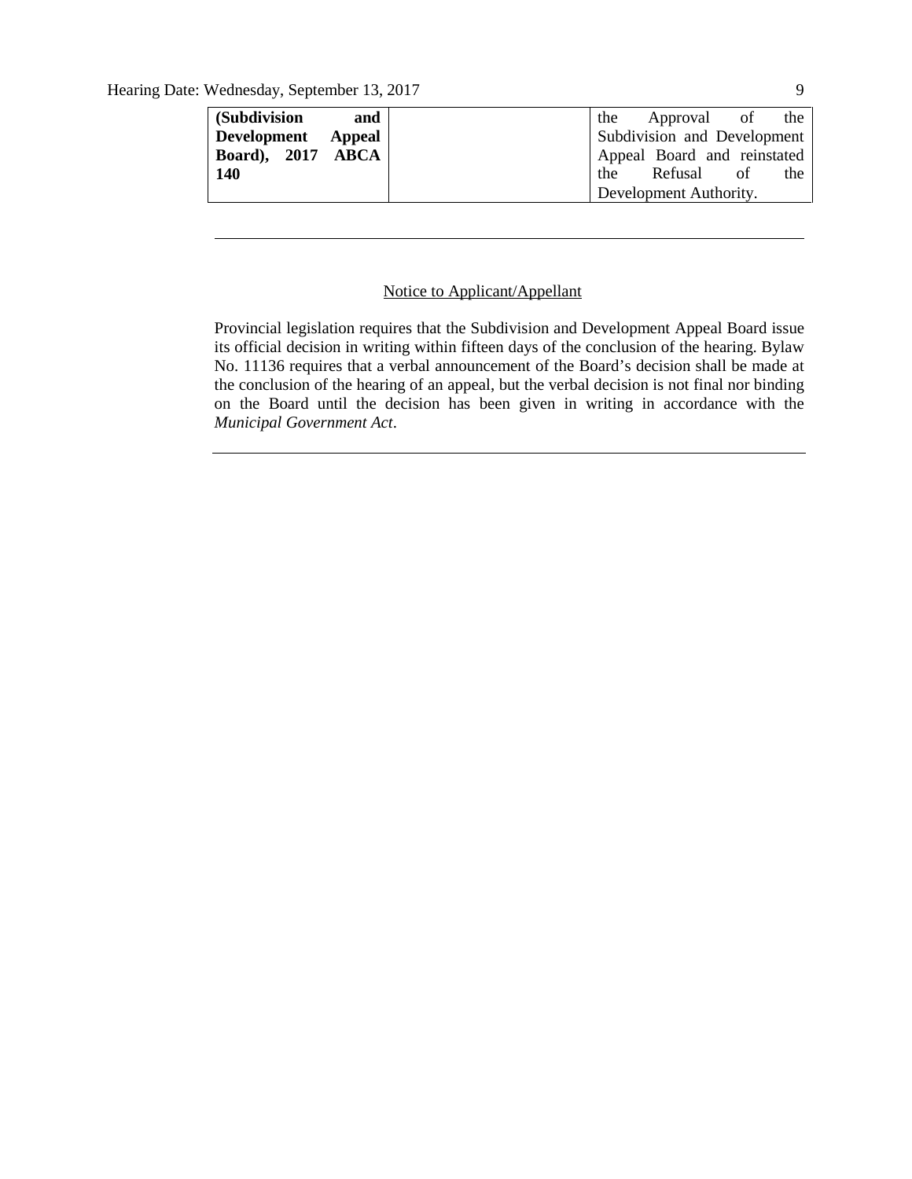| **(Subdivision and Development Appeal Board), 2017 ABCA 140** | | the Approval of the Subdivision and Development Appeal Board and reinstated the Refusal of the Development Authority. |
|---|---|---|

---

<u>Notice to Applicant/Appellant</u>

Provincial legislation requires that the Subdivision and Development Appeal Board issue its official decision in writing within fifteen days of the conclusion of the hearing. Bylaw No. 11136 requires that a verbal announcement of the Board's decision shall be made at the conclusion of the hearing of an appeal, but the verbal decision is not final nor binding on the Board until the decision has been given in writing in accordance with the *Municipal Government Act*.

---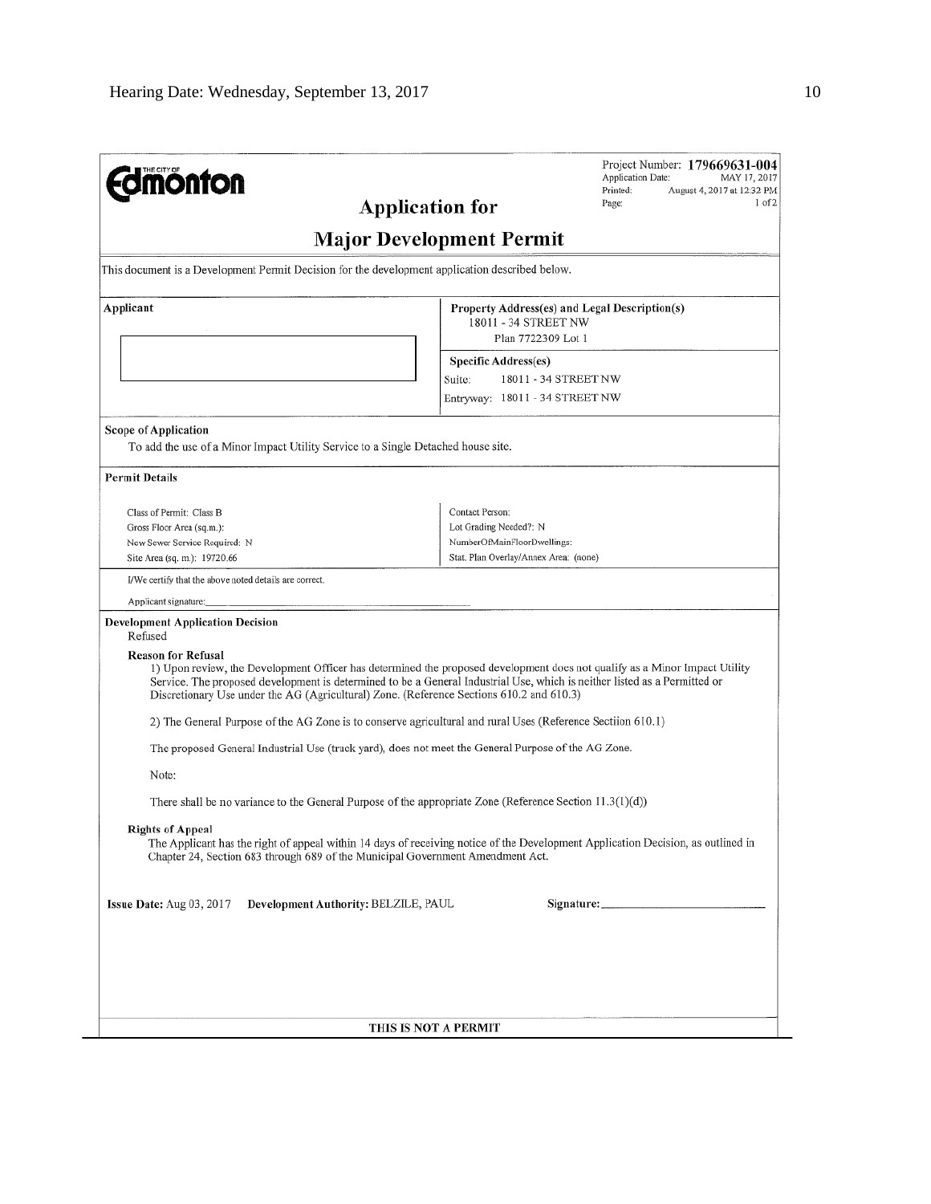**Edmonton**

Project Number: **179669631-004**
Application Date: MAY 17, 2017
Printed: August 4, 2017 at 12:32 PM
Page: 1 of 2

# Application for

# Major Development Permit

This document is a Development Permit Decision for the development application described below.

| Applicant | Property Address(es) and Legal Description(s) |
|---|---|
| | 18011 - 34 STREET NW<br>Plan 7722309 Lot 1 |
| | **Specific Address(es)**<br>Suite: 18011 - 34 STREET NW<br>Entryway: 18011 - 34 STREET NW |

**Scope of Application**

To add the use of a Minor Impact Utility Service to a Single Detached house site.

**Permit Details**

| | |
|---|---|
| Class of Permit: Class B | Contact Person: |
| Gross Floor Area (sq.m.): | Lot Grading Needed?: N |
| New Sewer Service Required: N | NumberOfMainFloorDwellings: |
| Site Area (sq. m.): 19720.66 | Stat. Plan Overlay/Annex Area: (none) |

I/We certify that the above noted details are correct.

Applicant signature:

**Development Application Decision**

Refused

**Reason for Refusal**

1) Upon review, the Development Officer has determined the proposed development does not qualify as a Minor Impact Utility Service. The proposed development is determined to be a General Industrial Use, which is neither listed as a Permitted or Discretionary Use under the AG (Agricultural) Zone. (Reference Sections 610.2 and 610.3)

2) The General Purpose of the AG Zone is to conserve agricultural and rural Uses (Reference Sectiion 610.1)

The proposed General Industrial Use (truck yard), does not meet the General Purpose of the AG Zone.

Note:

There shall be no variance to the General Purpose of the appropriate Zone (Reference Section 11.3(1)(d))

**Rights of Appeal**

The Applicant has the right of appeal within 14 days of receiving notice of the Development Application Decision, as outlined in Chapter 24, Section 683 through 689 of the Municipal Government Amendment Act.

**Issue Date:** Aug 03, 2017 **Development Authority:** BELZILE, PAUL **Signature:**

**THIS IS NOT A PERMIT**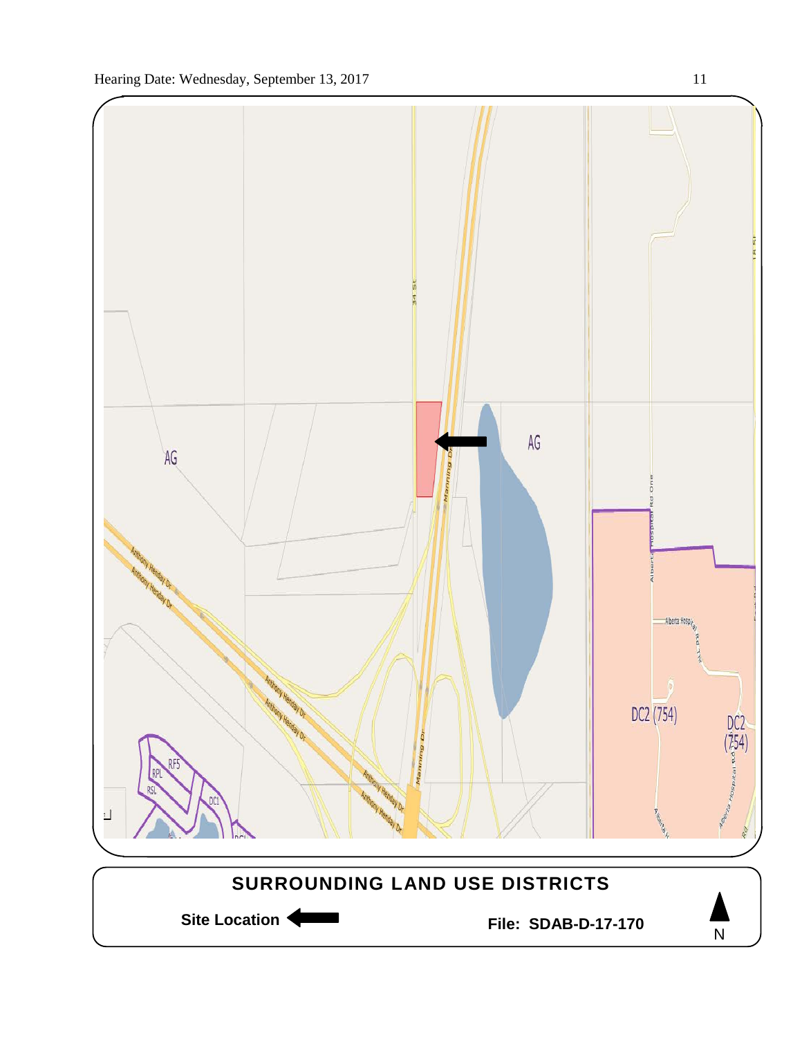AG

AG

34 St

Manning Dr

Anthony Henday Dr

Alberta Hospital Rd One

DC2 (754)

DC2 (754)

RF5

RPL

RSL

DC1

**SURROUNDING LAND USE DISTRICTS**

**Site Location**

**File: SDAB-D-17-170**

N